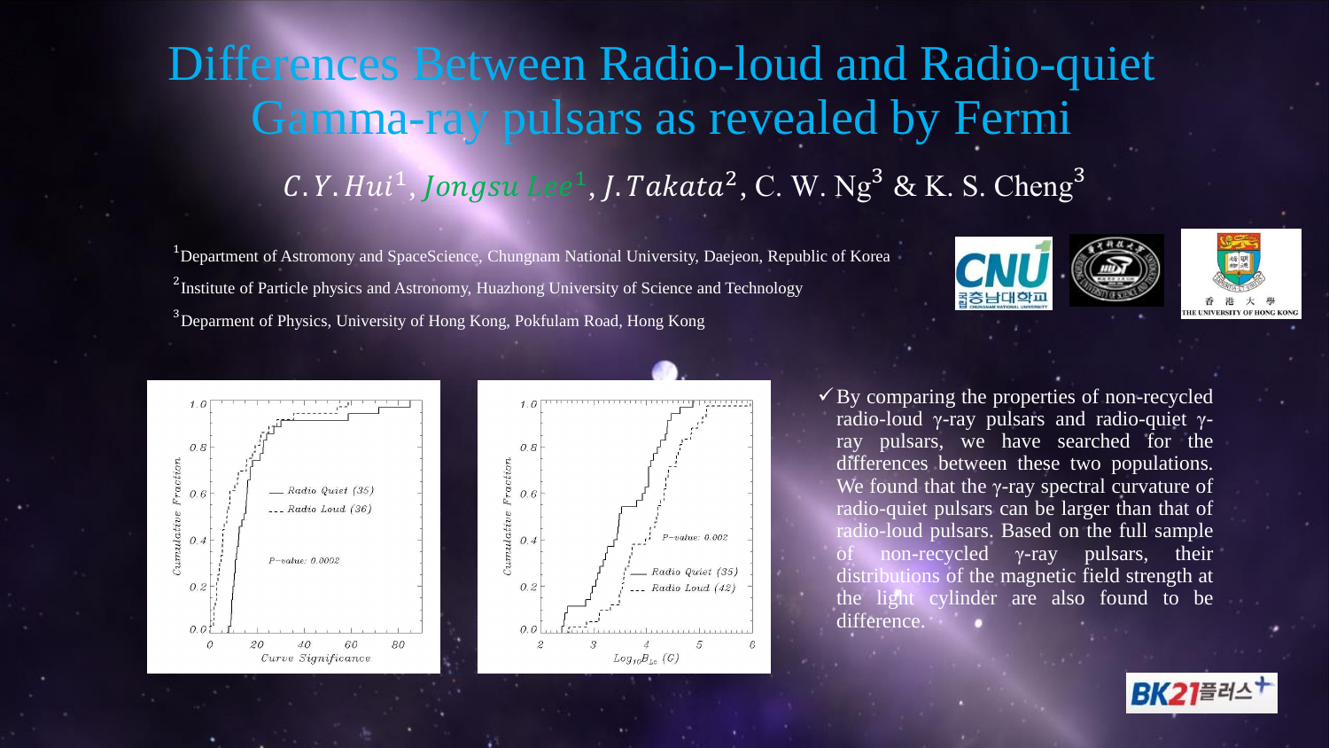# Differences Between Radio-loud and Radio-quiet Gamma-ray pulsars as revealed by Fermi

*C. Y. Hui*[1], *Jongsu Lee*[1], *J. Takata*[2], C. W. Ng[3] & K. S. Cheng[3]

[1]Department of Astronomy and SpaceScience, Chungnam National University, Daejeon, Republic of Korea

[2]Institute of Particle physics and Astronomy, Huazhong University of Science and Technology

[3]Deparment of Physics, University of Hong Kong, Pokfulam Road, Hong Kong

✓ By comparing the properties of non-recycled radio-loud γ-ray pulsars and radio-quiet γ-ray pulsars, we have searched for the differences between these two populations. We found that the γ-ray spectral curvature of radio-quiet pulsars can be larger than that of radio-loud pulsars. Based on the full sample of non-recycled γ-ray pulsars, their distributions of the magnetic field strength at the light cylinder are also found to be difference.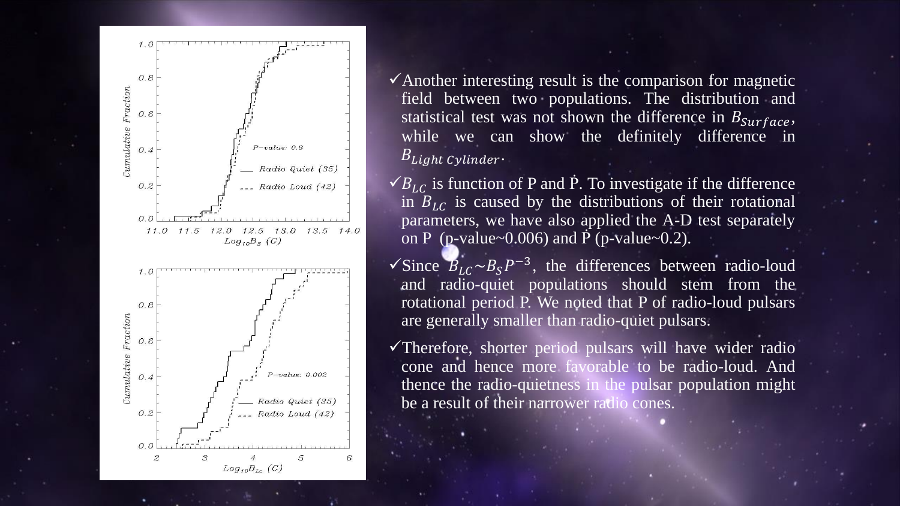- ✓Another interesting result is the comparison for magnetic field between two populations. The distribution and statistical test was not shown the difference in $B_{Surface}$, while we can show the definitely difference in $B_{Light\ Cylinder}$.
- ✓$B_{LC}$ is function of P and $\dot{P}$. To investigate if the difference in $B_{LC}$ is caused by the distributions of their rotational parameters, we have also applied the A-D test separately on P (p-value~0.006) and $\dot{P}$ (p-value~0.2).
- ✓Since $B_{LC} \sim B_S P^{-3}$, the differences between radio-loud and radio-quiet populations should stem from the rotational period P. We noted that P of radio-loud pulsars are generally smaller than radio-quiet pulsars.
- ✓Therefore, shorter period pulsars will have wider radio cone and hence more favorable to be radio-loud. And thence the radio-quietness in the pulsar population might be a result of their narrower radio cones.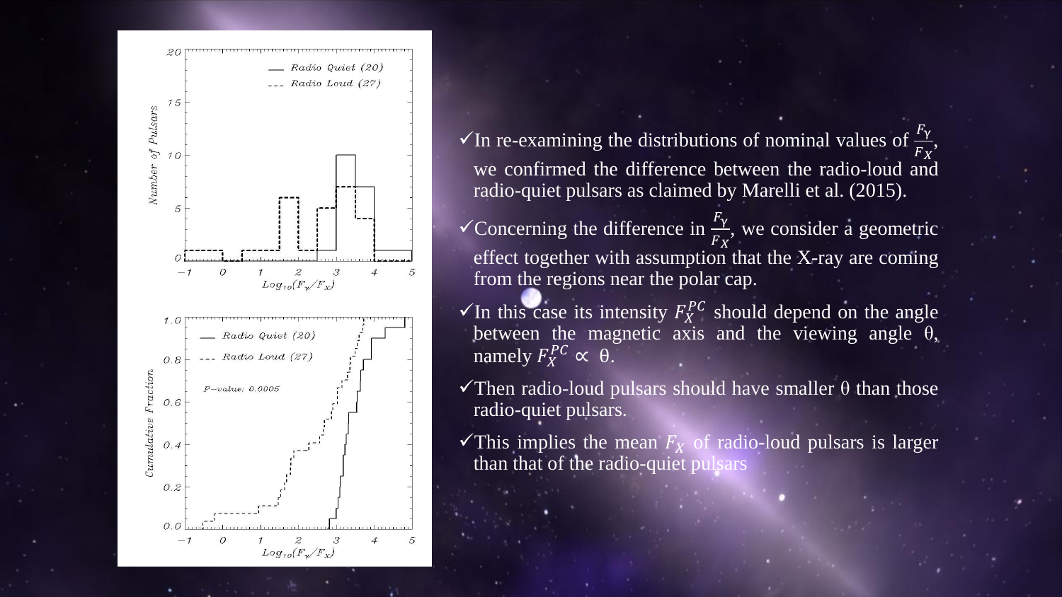- ✓In re-examining the distributions of nominal values of $\frac{F_\gamma}{F_X}$, we confirmed the difference between the radio-loud and radio-quiet pulsars as claimed by Marelli et al. (2015).
- ✓Concerning the difference in $\frac{F_\gamma}{F_X}$, we consider a geometric effect together with assumption that the X-ray are coming from the regions near the polar cap.
- ✓In this case its intensity $F_X^{PC}$ should depend on the angle between the magnetic axis and the viewing angle θ, namely $F_X^{PC} \propto \theta$.
- ✓Then radio-loud pulsars should have smaller θ than those radio-quiet pulsars.
- ✓This implies the mean $F_X$ of radio-loud pulsars is larger than that of the radio-quiet pulsars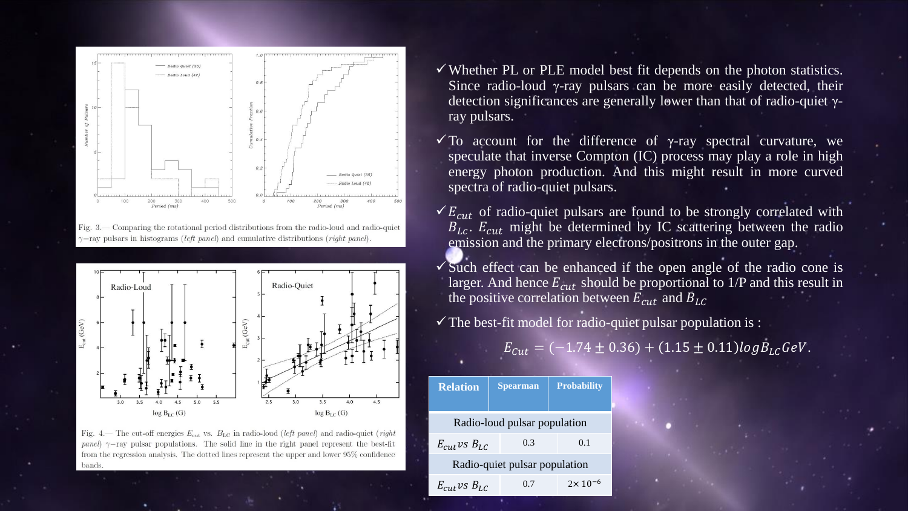Radio Quiet (35)

Radio Loud (42)

Number of Pulsars

Period (ms)

Cumulative Fraction

Period (ms)

Radio Quiet (35)

Radio Loud (42)

Fig. 3.— Comparing the rotational period distributions from the radio-loud and radio-quiet $\gamma$-ray pulsars in histograms (*left panel*) and cumulative distributions (*right panel*).

Radio-Loud

Radio-Quiet

$E_{cut}$ (GeV)

$\log B_{LC}$ (G)

Fig. 4.— The cut-off energies $E_{cut}$ vs. $B_{LC}$ in radio-loud (*left panel*) and radio-quiet (*right panel*) $\gamma$-ray pulsar populations. The solid line in the right panel represent the best-fit from the regression analysis. The dotted lines represent the upper and lower 95% confidence bands.

- ✓ Whether PL or PLE model best fit depends on the photon statistics. Since radio-loud γ-ray pulsars can be more easily detected, their detection significances are generally lower than that of radio-quiet γ-ray pulsars.
- ✓ To account for the difference of γ-ray spectral curvature, we speculate that inverse Compton (IC) process may play a role in high energy photon production. And this might result in more curved spectra of radio-quiet pulsars.
- ✓ $E_{cut}$ of radio-quiet pulsars are found to be strongly correlated with $B_{Lc}$. $E_{cut}$ might be determined by IC scattering between the radio emission and the primary electrons/positrons in the outer gap.
- ✓ Such effect can be enhanced if the open angle of the radio cone is larger. And hence $E_{cut}$ should be proportional to 1/P and this result in the positive correlation between $E_{cut}$ and $B_{LC}$
- ✓ The best-fit model for radio-quiet pulsar population is :

$$E_{Cut} = (-1.74 \pm 0.36) + (1.15 \pm 0.11) log B_{LC} GeV.$$

| Relation | Spearman | Probability |
|---|---|---|
| Radio-loud pulsar population | | |
| $E_{cut} vs\ B_{LC}$ | 0.3 | 0.1 |
| Radio-quiet pulsar population | | |
| $E_{cut} vs\ B_{LC}$ | 0.7 | $2\times 10^{-6}$ |